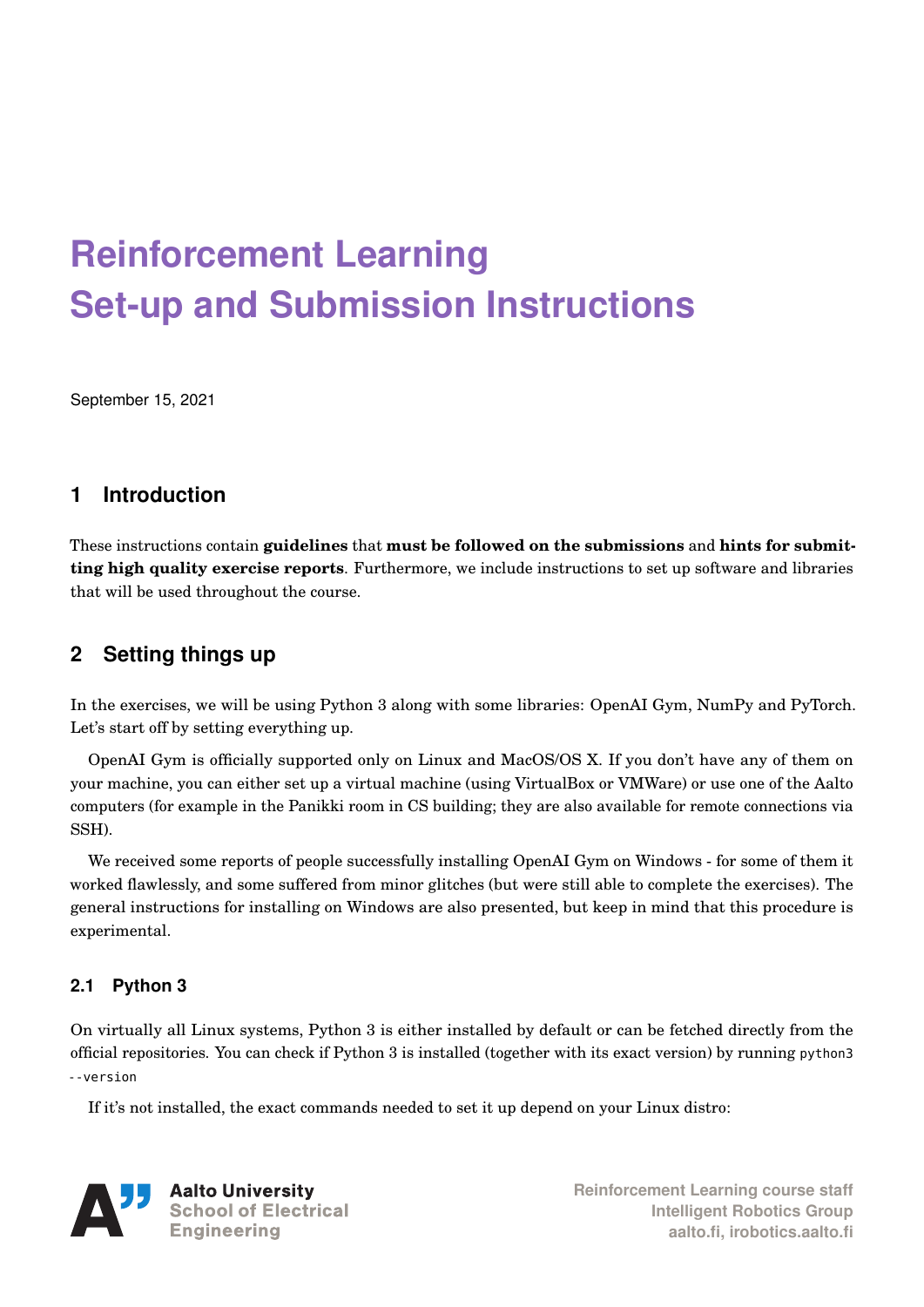# Reinforcement Learning
# Set-up and Submission Instructions

September 15, 2021

## 1 Introduction

These instructions contain **guidelines** that **must be followed on the submissions** and **hints for submitting high quality exercise reports**. Furthermore, we include instructions to set up software and libraries that will be used throughout the course.

## 2 Setting things up

In the exercises, we will be using Python 3 along with some libraries: OpenAI Gym, NumPy and PyTorch. Let's start off by setting everything up.

OpenAI Gym is officially supported only on Linux and MacOS/OS X. If you don't have any of them on your machine, you can either set up a virtual machine (using VirtualBox or VMWare) or use one of the Aalto computers (for example in the Panikki room in CS building; they are also available for remote connections via SSH).

We received some reports of people successfully installing OpenAI Gym on Windows - for some of them it worked flawlessly, and some suffered from minor glitches (but were still able to complete the exercises). The general instructions for installing on Windows are also presented, but keep in mind that this procedure is experimental.

### 2.1 Python 3

On virtually all Linux systems, Python 3 is either installed by default or can be fetched directly from the official repositories. You can check if Python 3 is installed (together with its exact version) by running `python3 --version`

If it's not installed, the exact commands needed to set it up depend on your Linux distro: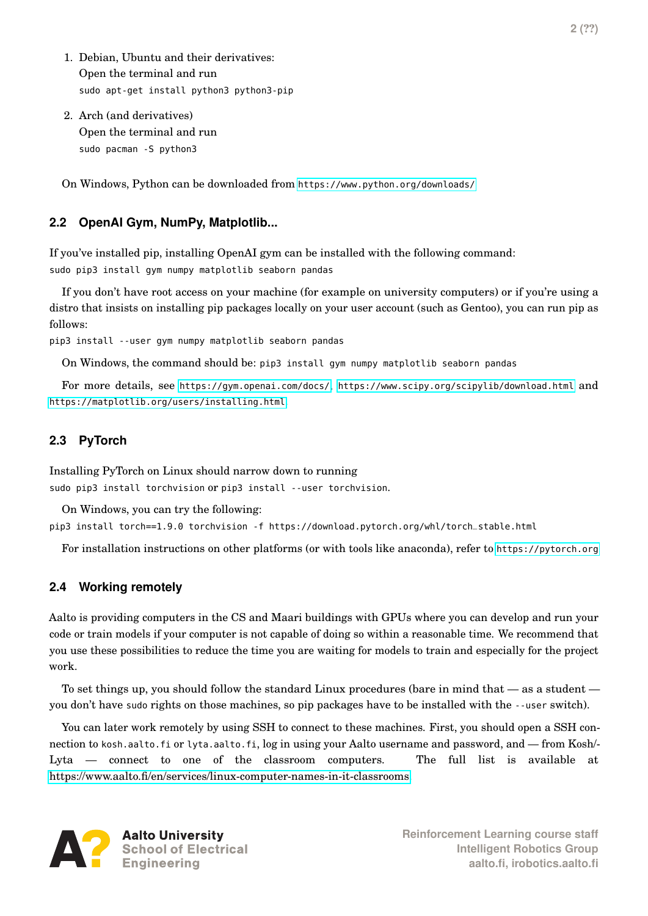1. Debian, Ubuntu and their derivatives:
   Open the terminal and run
   ```
   sudo apt-get install python3 python3-pip
   ```

2. Arch (and derivatives)
   Open the terminal and run
   ```
   sudo pacman -S python3
   ```

On Windows, Python can be downloaded from https://www.python.org/downloads/

## 2.2 OpenAI Gym, NumPy, Matplotlib...

If you've installed pip, installing OpenAI gym can be installed with the following command:

```
sudo pip3 install gym numpy matplotlib seaborn pandas
```

If you don't have root access on your machine (for example on university computers) or if you're using a distro that insists on installing pip packages locally on your user account (such as Gentoo), you can run pip as follows:

```
pip3 install --user gym numpy matplotlib seaborn pandas
```

On Windows, the command should be: `pip3 install gym numpy matplotlib seaborn pandas`

For more details, see https://gym.openai.com/docs/, https://www.scipy.org/scipylib/download.html and https://matplotlib.org/users/installing.html

## 2.3 PyTorch

Installing PyTorch on Linux should narrow down to running
`sudo pip3 install torchvision` or `pip3 install --user torchvision`.

On Windows, you can try the following:

```
pip3 install torch==1.9.0 torchvision -f https://download.pytorch.org/whl/torch_stable.html
```

For installation instructions on other platforms (or with tools like anaconda), refer to https://pytorch.org

## 2.4 Working remotely

Aalto is providing computers in the CS and Maari buildings with GPUs where you can develop and run your code or train models if your computer is not capable of doing so within a reasonable time. We recommend that you use these possibilities to reduce the time you are waiting for models to train and especially for the project work.

To set things up, you should follow the standard Linux procedures (bare in mind that — as a student — you don't have `sudo` rights on those machines, so pip packages have to be installed with the `--user` switch).

You can later work remotely by using SSH to connect to these machines. First, you should open a SSH connection to `kosh.aalto.fi` or `lyta.aalto.fi`, log in using your Aalto username and password, and — from Kosh/-Lyta — connect to one of the classroom computers. The full list is available at https://www.aalto.fi/en/services/linux-computer-names-in-it-classrooms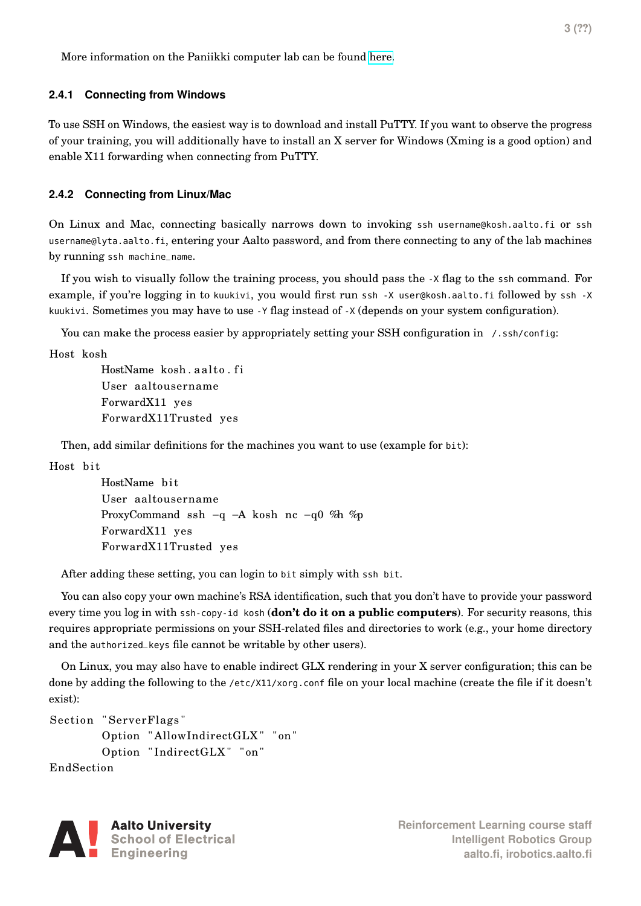More information on the Paniikki computer lab can be found here.

### 2.4.1 Connecting from Windows

To use SSH on Windows, the easiest way is to download and install PuTTY. If you want to observe the progress of your training, you will additionally have to install an X server for Windows (Xming is a good option) and enable X11 forwarding when connecting from PuTTY.

### 2.4.2 Connecting from Linux/Mac

On Linux and Mac, connecting basically narrows down to invoking `ssh username@kosh.aalto.fi` or `ssh username@lyta.aalto.fi`, entering your Aalto password, and from there connecting to any of the lab machines by running `ssh machine_name`.

If you wish to visually follow the training process, you should pass the `-X` flag to the `ssh` command. For example, if you're logging in to `kuukivi`, you would first run `ssh -X user@kosh.aalto.fi` followed by `ssh -X kuukivi`. Sometimes you may have to use `-Y` flag instead of `-X` (depends on your system configuration).

You can make the process easier by appropriately setting your SSH configuration in `/.ssh/config`:

```
Host kosh
        HostName kosh.aalto.fi
        User aaltousername
        ForwardX11 yes
        ForwardX11Trusted yes
```

Then, add similar definitions for the machines you want to use (example for `bit`):

```
Host bit
        HostName bit
        User aaltousername
        ProxyCommand ssh -q -A kosh nc -q0 %h %p
        ForwardX11 yes
        ForwardX11Trusted yes
```

After adding these setting, you can login to `bit` simply with `ssh bit`.

You can also copy your own machine's RSA identification, such that you don't have to provide your password every time you log in with `ssh-copy-id kosh` (**don't do it on a public computers**). For security reasons, this requires appropriate permissions on your SSH-related files and directories to work (e.g., your home directory and the `authorized_keys` file cannot be writable by other users).

On Linux, you may also have to enable indirect GLX rendering in your X server configuration; this can be done by adding the following to the `/etc/X11/xorg.conf` file on your local machine (create the file if it doesn't exist):

```
Section "ServerFlags"
        Option "AllowIndirectGLX" "on"
        Option "IndirectGLX" "on"
EndSection
```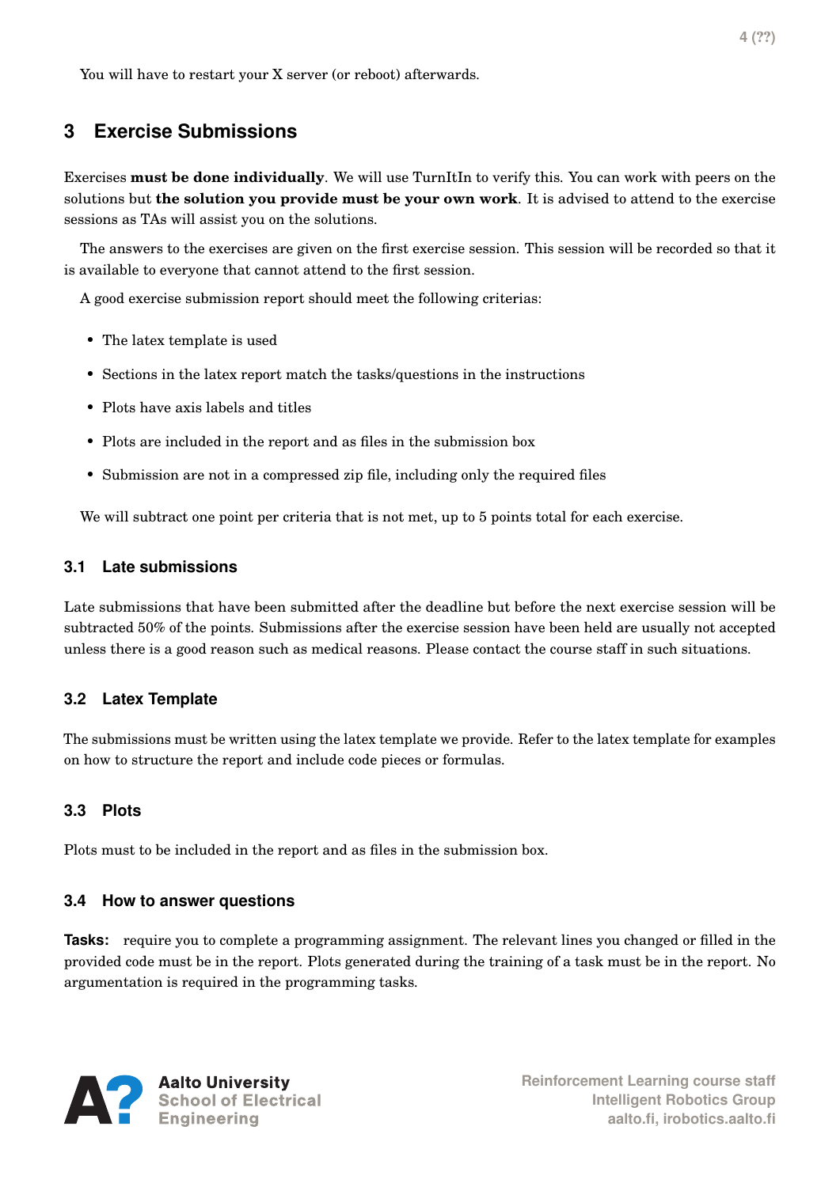You will have to restart your X server (or reboot) afterwards.

## 3 Exercise Submissions

Exercises **must be done individually**. We will use TurnItIn to verify this. You can work with peers on the solutions but **the solution you provide must be your own work**. It is advised to attend to the exercise sessions as TAs will assist you on the solutions.

The answers to the exercises are given on the first exercise session. This session will be recorded so that it is available to everyone that cannot attend to the first session.

A good exercise submission report should meet the following criterias:

- The latex template is used
- Sections in the latex report match the tasks/questions in the instructions
- Plots have axis labels and titles
- Plots are included in the report and as files in the submission box
- Submission are not in a compressed zip file, including only the required files

We will subtract one point per criteria that is not met, up to 5 points total for each exercise.

### 3.1 Late submissions

Late submissions that have been submitted after the deadline but before the next exercise session will be subtracted 50% of the points. Submissions after the exercise session have been held are usually not accepted unless there is a good reason such as medical reasons. Please contact the course staff in such situations.

### 3.2 Latex Template

The submissions must be written using the latex template we provide. Refer to the latex template for examples on how to structure the report and include code pieces or formulas.

### 3.3 Plots

Plots must to be included in the report and as files in the submission box.

### 3.4 How to answer questions

**Tasks:** require you to complete a programming assignment. The relevant lines you changed or filled in the provided code must be in the report. Plots generated during the training of a task must be in the report. No argumentation is required in the programming tasks.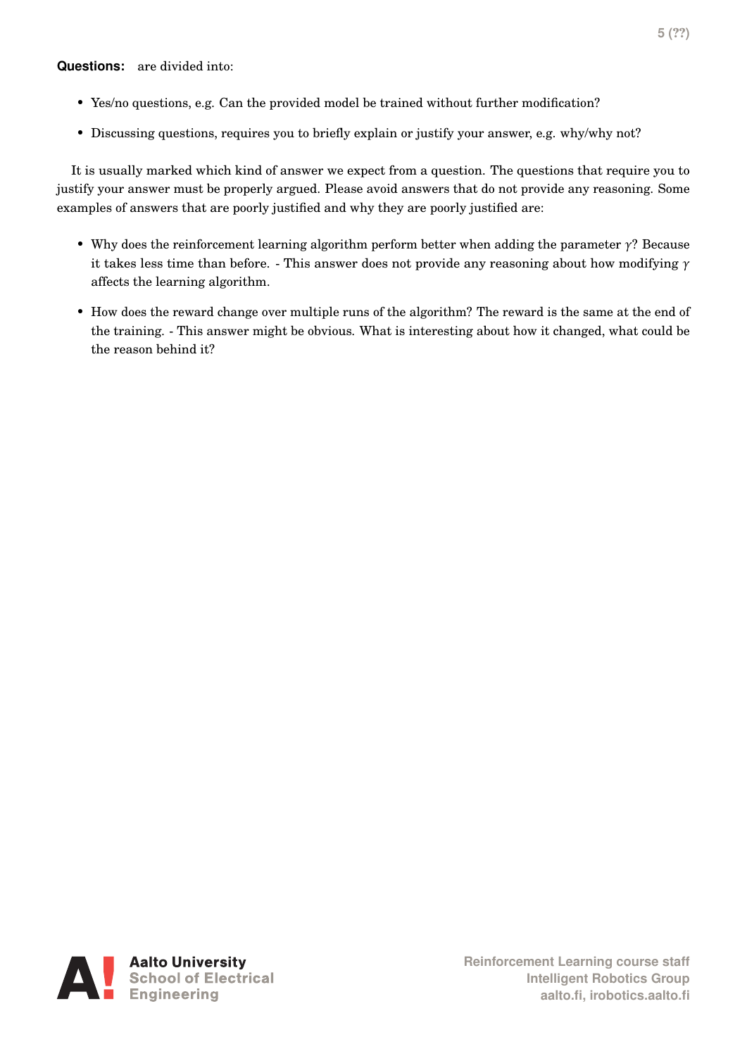**Questions:** are divided into:

- Yes/no questions, e.g. Can the provided model be trained without further modification?
- Discussing questions, requires you to briefly explain or justify your answer, e.g. why/why not?

It is usually marked which kind of answer we expect from a question. The questions that require you to justify your answer must be properly argued. Please avoid answers that do not provide any reasoning. Some examples of answers that are poorly justified and why they are poorly justified are:

- Why does the reinforcement learning algorithm perform better when adding the parameter $\gamma$? Because it takes less time than before. - This answer does not provide any reasoning about how modifying $\gamma$ affects the learning algorithm.
- How does the reward change over multiple runs of the algorithm? The reward is the same at the end of the training. - This answer might be obvious. What is interesting about how it changed, what could be the reason behind it?